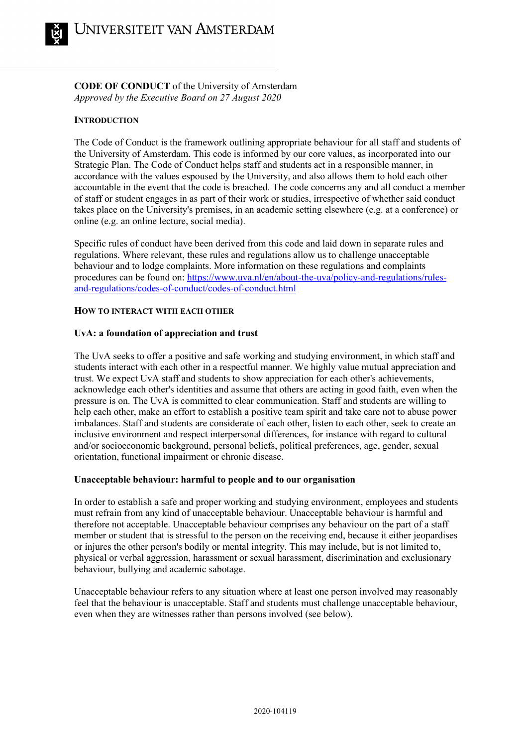**CODE OF CONDUCT** of the University of Amsterdam
*Approved by the Executive Board on 27 August 2020*

## INTRODUCTION

The Code of Conduct is the framework outlining appropriate behaviour for all staff and students of the University of Amsterdam. This code is informed by our core values, as incorporated into our Strategic Plan. The Code of Conduct helps staff and students act in a responsible manner, in accordance with the values espoused by the University, and also allows them to hold each other accountable in the event that the code is breached. The code concerns any and all conduct a member of staff or student engages in as part of their work or studies, irrespective of whether said conduct takes place on the University's premises, in an academic setting elsewhere (e.g. at a conference) or online (e.g. an online lecture, social media).

Specific rules of conduct have been derived from this code and laid down in separate rules and regulations. Where relevant, these rules and regulations allow us to challenge unacceptable behaviour and to lodge complaints. More information on these regulations and complaints procedures can be found on: [https://www.uva.nl/en/about-the-uva/policy-and-regulations/rules-and-regulations/codes-of-conduct/codes-of-conduct.html](https://www.uva.nl/en/about-the-uva/policy-and-regulations/rules-and-regulations/codes-of-conduct/codes-of-conduct.html)

## HOW TO INTERACT WITH EACH OTHER

### UvA: a foundation of appreciation and trust

The UvA seeks to offer a positive and safe working and studying environment, in which staff and students interact with each other in a respectful manner. We highly value mutual appreciation and trust. We expect UvA staff and students to show appreciation for each other's achievements, acknowledge each other's identities and assume that others are acting in good faith, even when the pressure is on. The UvA is committed to clear communication. Staff and students are willing to help each other, make an effort to establish a positive team spirit and take care not to abuse power imbalances. Staff and students are considerate of each other, listen to each other, seek to create an inclusive environment and respect interpersonal differences, for instance with regard to cultural and/or socioeconomic background, personal beliefs, political preferences, age, gender, sexual orientation, functional impairment or chronic disease.

### Unacceptable behaviour: harmful to people and to our organisation

In order to establish a safe and proper working and studying environment, employees and students must refrain from any kind of unacceptable behaviour. Unacceptable behaviour is harmful and therefore not acceptable. Unacceptable behaviour comprises any behaviour on the part of a staff member or student that is stressful to the person on the receiving end, because it either jeopardises or injures the other person's bodily or mental integrity. This may include, but is not limited to, physical or verbal aggression, harassment or sexual harassment, discrimination and exclusionary behaviour, bullying and academic sabotage.

Unacceptable behaviour refers to any situation where at least one person involved may reasonably feel that the behaviour is unacceptable. Staff and students must challenge unacceptable behaviour, even when they are witnesses rather than persons involved (see below).

2020-104119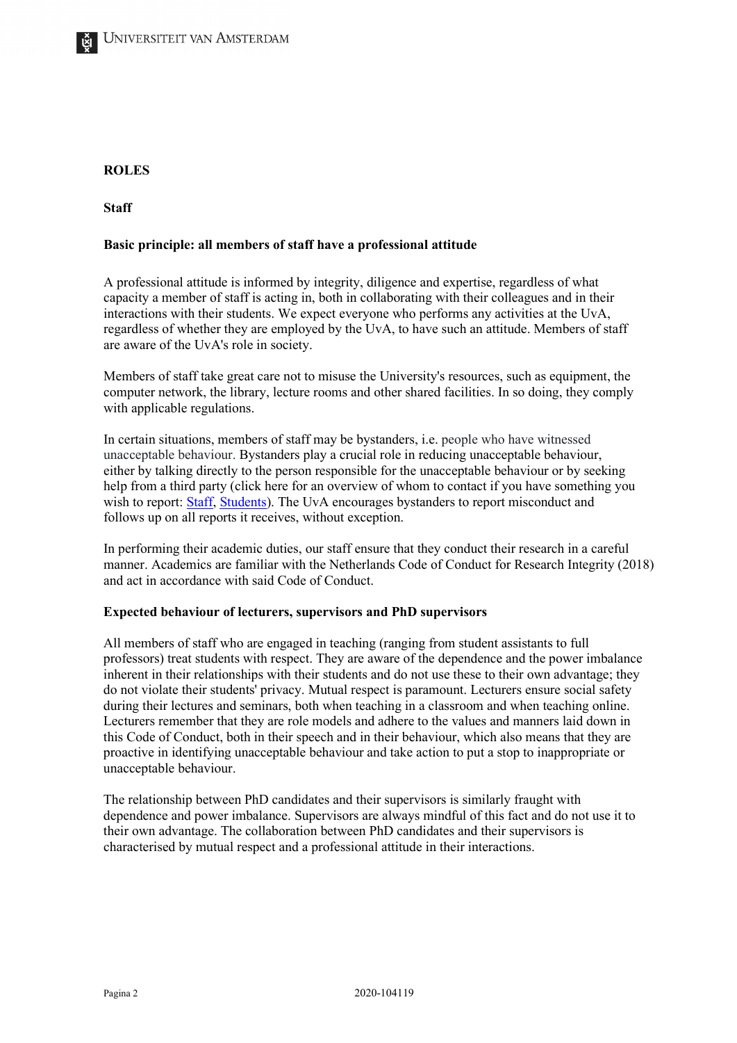## ROLES

### Staff

#### Basic principle: all members of staff have a professional attitude

A professional attitude is informed by integrity, diligence and expertise, regardless of what capacity a member of staff is acting in, both in collaborating with their colleagues and in their interactions with their students. We expect everyone who performs any activities at the UvA, regardless of whether they are employed by the UvA, to have such an attitude. Members of staff are aware of the UvA's role in society.

Members of staff take great care not to misuse the University's resources, such as equipment, the computer network, the library, lecture rooms and other shared facilities. In so doing, they comply with applicable regulations.

In certain situations, members of staff may be bystanders, i.e. people who have witnessed unacceptable behaviour. Bystanders play a crucial role in reducing unacceptable behaviour, either by talking directly to the person responsible for the unacceptable behaviour or by seeking help from a third party (click here for an overview of whom to contact if you have something you wish to report: Staff, Students). The UvA encourages bystanders to report misconduct and follows up on all reports it receives, without exception.

In performing their academic duties, our staff ensure that they conduct their research in a careful manner. Academics are familiar with the Netherlands Code of Conduct for Research Integrity (2018) and act in accordance with said Code of Conduct.

#### Expected behaviour of lecturers, supervisors and PhD supervisors

All members of staff who are engaged in teaching (ranging from student assistants to full professors) treat students with respect. They are aware of the dependence and the power imbalance inherent in their relationships with their students and do not use these to their own advantage; they do not violate their students' privacy. Mutual respect is paramount. Lecturers ensure social safety during their lectures and seminars, both when teaching in a classroom and when teaching online. Lecturers remember that they are role models and adhere to the values and manners laid down in this Code of Conduct, both in their speech and in their behaviour, which also means that they are proactive in identifying unacceptable behaviour and take action to put a stop to inappropriate or unacceptable behaviour.

The relationship between PhD candidates and their supervisors is similarly fraught with dependence and power imbalance. Supervisors are always mindful of this fact and do not use it to their own advantage. The collaboration between PhD candidates and their supervisors is characterised by mutual respect and a professional attitude in their interactions.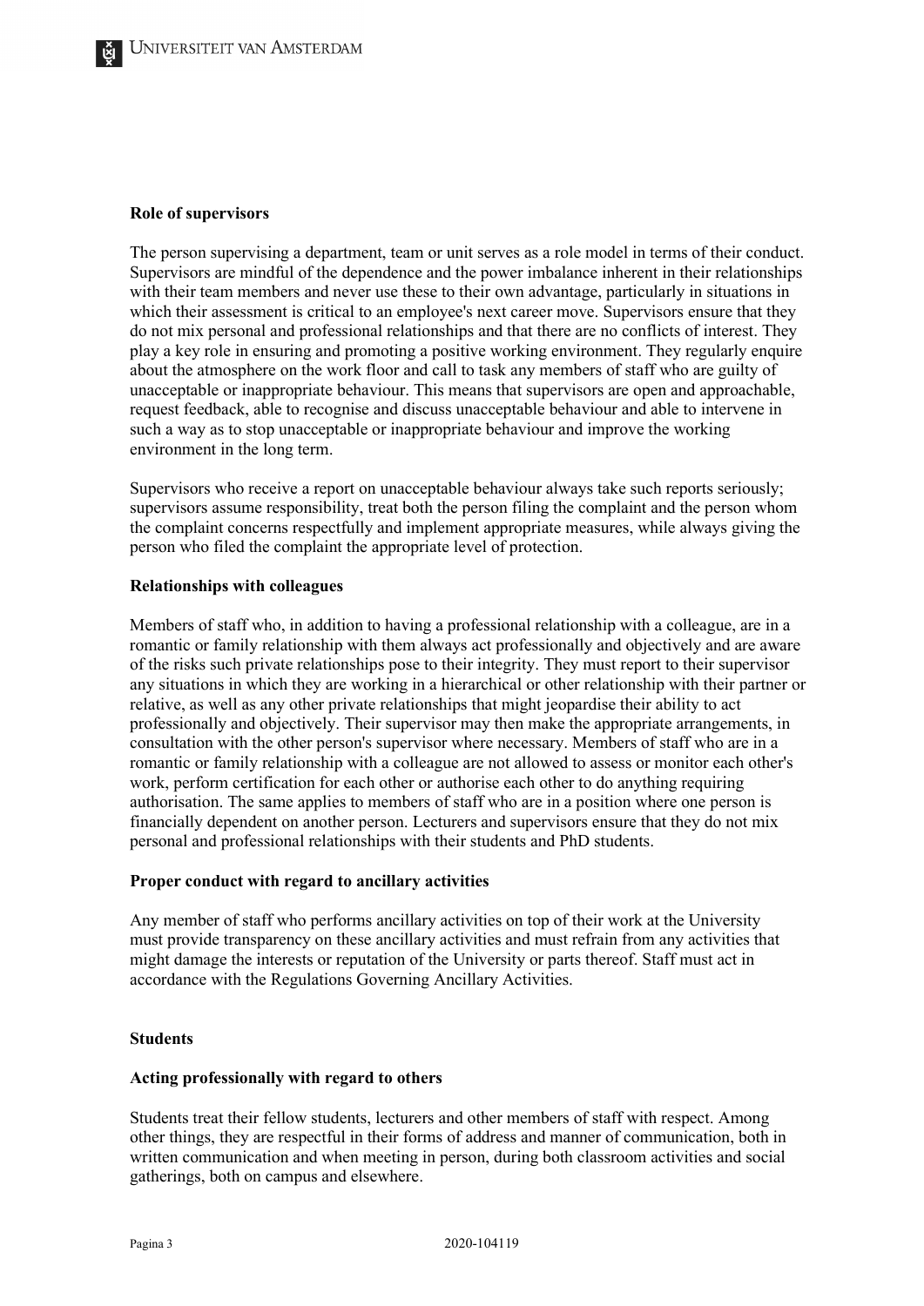**Role of supervisors**

The person supervising a department, team or unit serves as a role model in terms of their conduct. Supervisors are mindful of the dependence and the power imbalance inherent in their relationships with their team members and never use these to their own advantage, particularly in situations in which their assessment is critical to an employee's next career move. Supervisors ensure that they do not mix personal and professional relationships and that there are no conflicts of interest. They play a key role in ensuring and promoting a positive working environment. They regularly enquire about the atmosphere on the work floor and call to task any members of staff who are guilty of unacceptable or inappropriate behaviour. This means that supervisors are open and approachable, request feedback, able to recognise and discuss unacceptable behaviour and able to intervene in such a way as to stop unacceptable or inappropriate behaviour and improve the working environment in the long term.

Supervisors who receive a report on unacceptable behaviour always take such reports seriously; supervisors assume responsibility, treat both the person filing the complaint and the person whom the complaint concerns respectfully and implement appropriate measures, while always giving the person who filed the complaint the appropriate level of protection.

**Relationships with colleagues**

Members of staff who, in addition to having a professional relationship with a colleague, are in a romantic or family relationship with them always act professionally and objectively and are aware of the risks such private relationships pose to their integrity. They must report to their supervisor any situations in which they are working in a hierarchical or other relationship with their partner or relative, as well as any other private relationships that might jeopardise their ability to act professionally and objectively. Their supervisor may then make the appropriate arrangements, in consultation with the other person's supervisor where necessary. Members of staff who are in a romantic or family relationship with a colleague are not allowed to assess or monitor each other's work, perform certification for each other or authorise each other to do anything requiring authorisation. The same applies to members of staff who are in a position where one person is financially dependent on another person. Lecturers and supervisors ensure that they do not mix personal and professional relationships with their students and PhD students.

**Proper conduct with regard to ancillary activities**

Any member of staff who performs ancillary activities on top of their work at the University must provide transparency on these ancillary activities and must refrain from any activities that might damage the interests or reputation of the University or parts thereof. Staff must act in accordance with the Regulations Governing Ancillary Activities.

**Students**

**Acting professionally with regard to others**

Students treat their fellow students, lecturers and other members of staff with respect. Among other things, they are respectful in their forms of address and manner of communication, both in written communication and when meeting in person, during both classroom activities and social gatherings, both on campus and elsewhere.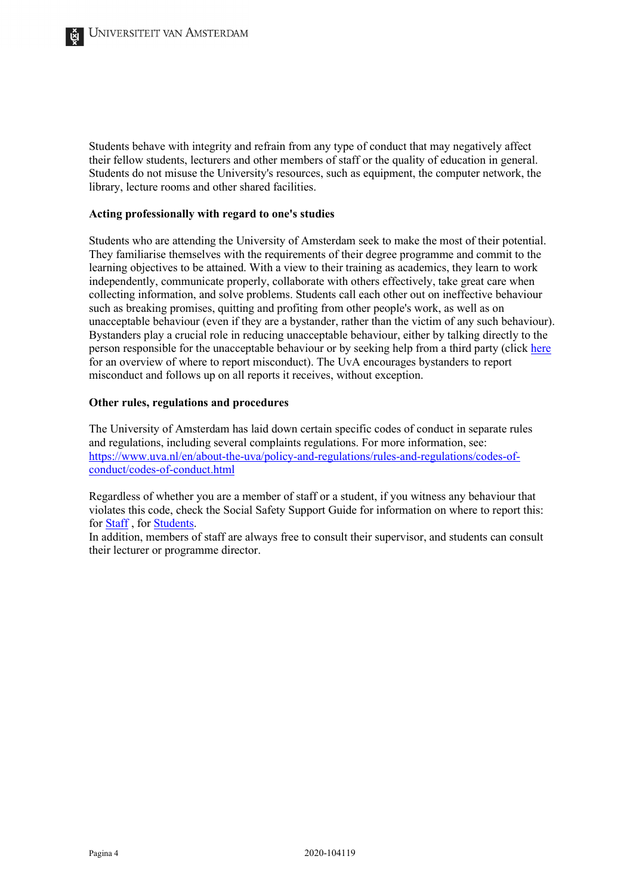Students behave with integrity and refrain from any type of conduct that may negatively affect their fellow students, lecturers and other members of staff or the quality of education in general. Students do not misuse the University's resources, such as equipment, the computer network, the library, lecture rooms and other shared facilities.

**Acting professionally with regard to one's studies**

Students who are attending the University of Amsterdam seek to make the most of their potential. They familiarise themselves with the requirements of their degree programme and commit to the learning objectives to be attained. With a view to their training as academics, they learn to work independently, communicate properly, collaborate with others effectively, take great care when collecting information, and solve problems. Students call each other out on ineffective behaviour such as breaking promises, quitting and profiting from other people's work, as well as on unacceptable behaviour (even if they are a bystander, rather than the victim of any such behaviour). Bystanders play a crucial role in reducing unacceptable behaviour, either by talking directly to the person responsible for the unacceptable behaviour or by seeking help from a third party (click here for an overview of where to report misconduct). The UvA encourages bystanders to report misconduct and follows up on all reports it receives, without exception.

**Other rules, regulations and procedures**

The University of Amsterdam has laid down certain specific codes of conduct in separate rules and regulations, including several complaints regulations. For more information, see: https://www.uva.nl/en/about-the-uva/policy-and-regulations/rules-and-regulations/codes-of-conduct/codes-of-conduct.html

Regardless of whether you are a member of staff or a student, if you witness any behaviour that violates this code, check the Social Safety Support Guide for information on where to report this: for Staff , for Students.
In addition, members of staff are always free to consult their supervisor, and students can consult their lecturer or programme director.